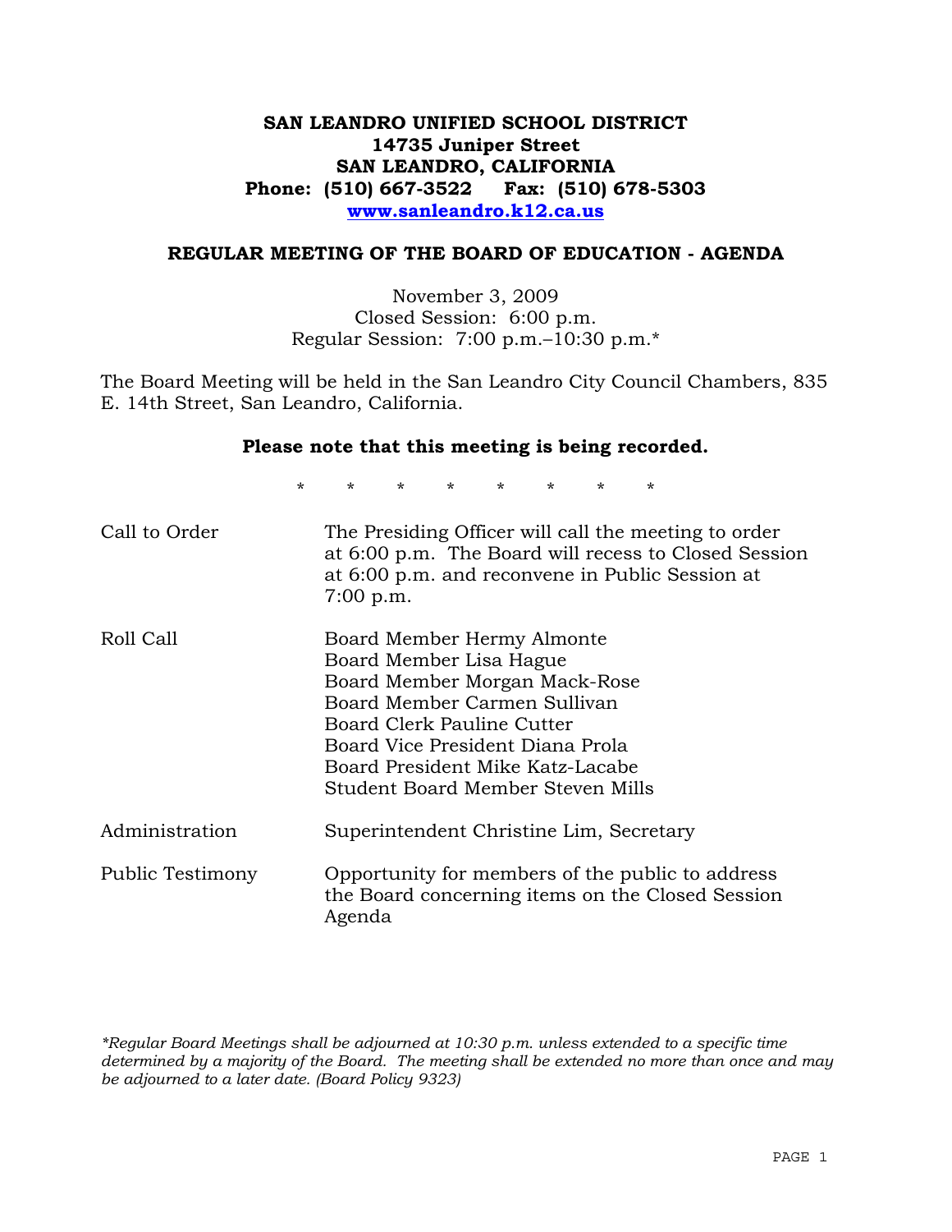**SAN LEANDRO UNIFIED SCHOOL DISTRICT**
**14735 Juniper Street**
**SAN LEANDRO, CALIFORNIA**
**Phone: (510) 667-3522 Fax: (510) 678-5303**
**www.sanleandro.k12.ca.us**

## REGULAR MEETING OF THE BOARD OF EDUCATION - AGENDA

November 3, 2009
Closed Session: 6:00 p.m.
Regular Session: 7:00 p.m.–10:30 p.m.*

The Board Meeting will be held in the San Leandro City Council Chambers, 835 E. 14th Street, San Leandro, California.

**Please note that this meeting is being recorded.**

\* \* \* \* \* \* \* \*

Call to Order — The Presiding Officer will call the meeting to order at 6:00 p.m. The Board will recess to Closed Session at 6:00 p.m. and reconvene in Public Session at 7:00 p.m.

Roll Call —
Board Member Hermy Almonte
Board Member Lisa Hague
Board Member Morgan Mack-Rose
Board Member Carmen Sullivan
Board Clerk Pauline Cutter
Board Vice President Diana Prola
Board President Mike Katz-Lacabe
Student Board Member Steven Mills

Administration — Superintendent Christine Lim, Secretary

Public Testimony — Opportunity for members of the public to address the Board concerning items on the Closed Session Agenda

*\*Regular Board Meetings shall be adjourned at 10:30 p.m. unless extended to a specific time determined by a majority of the Board. The meeting shall be extended no more than once and may be adjourned to a later date. (Board Policy 9323)*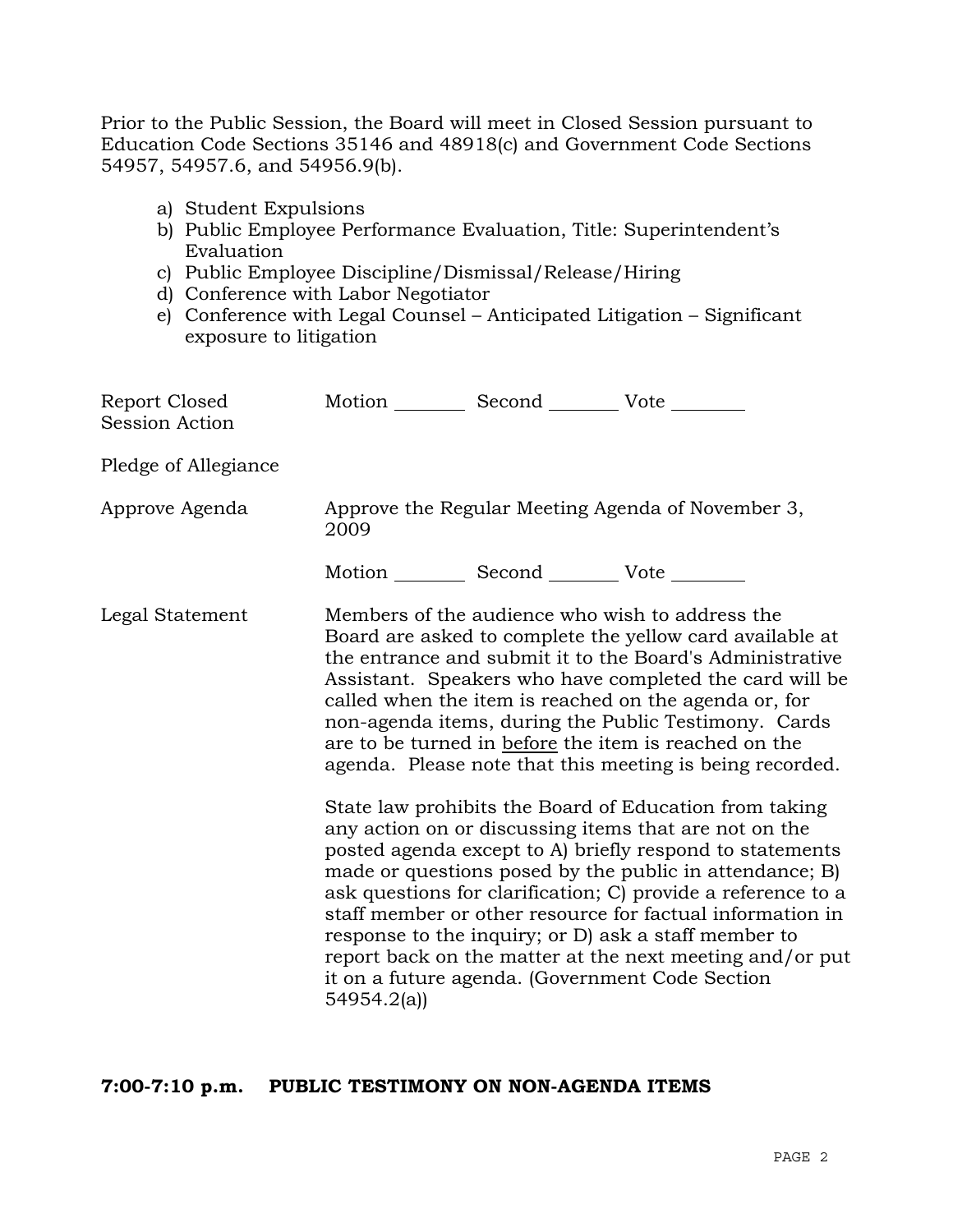Prior to the Public Session, the Board will meet in Closed Session pursuant to Education Code Sections 35146 and 48918(c) and Government Code Sections 54957, 54957.6, and 54956.9(b).

a) Student Expulsions
b) Public Employee Performance Evaluation, Title: Superintendent's Evaluation
c) Public Employee Discipline/Dismissal/Release/Hiring
d) Conference with Labor Negotiator
e) Conference with Legal Counsel – Anticipated Litigation – Significant exposure to litigation

Report Closed Session Action — Motion ________ Second ________ Vote ________

Pledge of Allegiance

Approve Agenda — Approve the Regular Meeting Agenda of November 3, 2009

Motion ________ Second ________ Vote ________

Legal Statement — Members of the audience who wish to address the Board are asked to complete the yellow card available at the entrance and submit it to the Board's Administrative Assistant. Speakers who have completed the card will be called when the item is reached on the agenda or, for non-agenda items, during the Public Testimony. Cards are to be turned in <u>before</u> the item is reached on the agenda. Please note that this meeting is being recorded.

State law prohibits the Board of Education from taking any action on or discussing items that are not on the posted agenda except to A) briefly respond to statements made or questions posed by the public in attendance; B) ask questions for clarification; C) provide a reference to a staff member or other resource for factual information in response to the inquiry; or D) ask a staff member to report back on the matter at the next meeting and/or put it on a future agenda. (Government Code Section 54954.2(a))

**7:00-7:10 p.m. PUBLIC TESTIMONY ON NON-AGENDA ITEMS**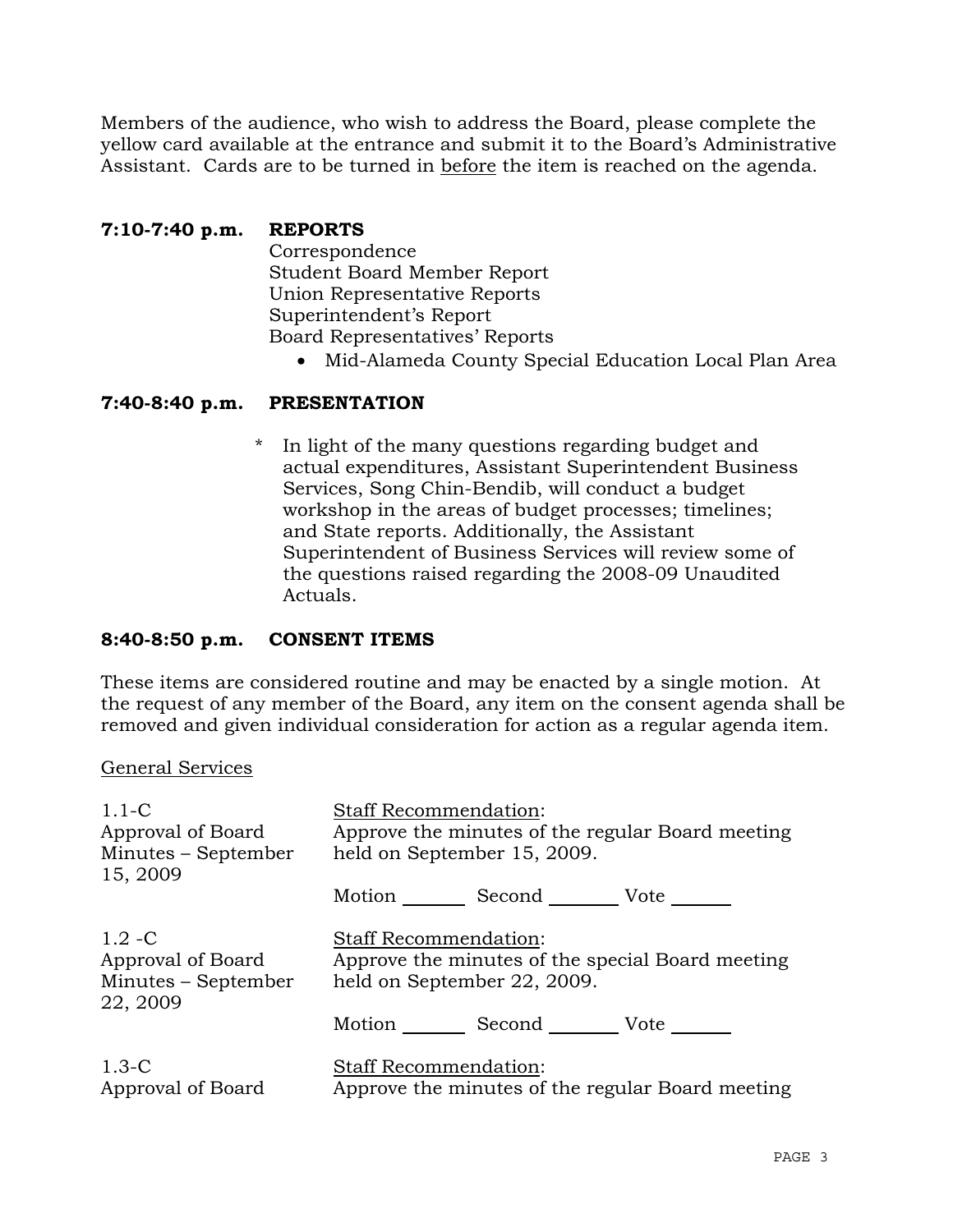Members of the audience, who wish to address the Board, please complete the yellow card available at the entrance and submit it to the Board's Administrative Assistant. Cards are to be turned in before the item is reached on the agenda.

## 7:10-7:40 p.m. REPORTS

Correspondence
Student Board Member Report
Union Representative Reports
Superintendent's Report
Board Representatives' Reports

- Mid-Alameda County Special Education Local Plan Area

## 7:40-8:40 p.m. PRESENTATION

\* In light of the many questions regarding budget and actual expenditures, Assistant Superintendent Business Services, Song Chin-Bendib, will conduct a budget workshop in the areas of budget processes; timelines; and State reports. Additionally, the Assistant Superintendent of Business Services will review some of the questions raised regarding the 2008-09 Unaudited Actuals.

## 8:40-8:50 p.m. CONSENT ITEMS

These items are considered routine and may be enacted by a single motion. At the request of any member of the Board, any item on the consent agenda shall be removed and given individual consideration for action as a regular agenda item.

General Services

1.1-C
Approval of Board Minutes – September 15, 2009

Staff Recommendation:
Approve the minutes of the regular Board meeting held on September 15, 2009.

Motion _______ Second _______ Vote _______

1.2 -C
Approval of Board Minutes – September 22, 2009

Staff Recommendation:
Approve the minutes of the special Board meeting held on September 22, 2009.

Motion _______ Second _______ Vote _______

1.3-C
Approval of Board

Staff Recommendation:
Approve the minutes of the regular Board meeting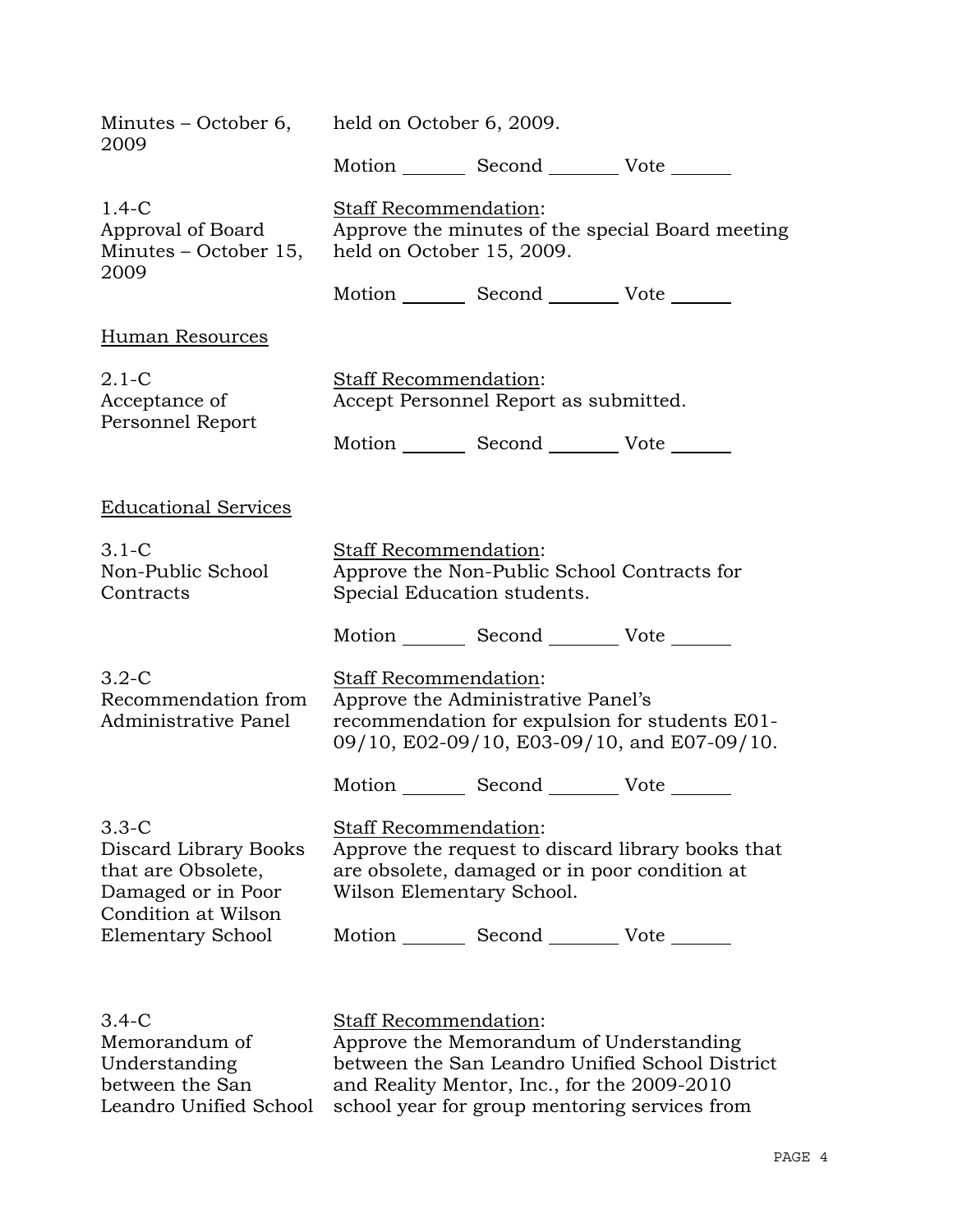Minutes – October 6, 2009

held on October 6, 2009.

Motion _______ Second _______ Vote _______

1.4-C
Approval of Board Minutes – October 15, 2009

Staff Recommendation:
Approve the minutes of the special Board meeting held on October 15, 2009.

Motion _______ Second _______ Vote _______

Human Resources

2.1-C
Acceptance of Personnel Report

Staff Recommendation:
Accept Personnel Report as submitted.

Motion _______ Second _______ Vote _______

Educational Services

3.1-C
Non-Public School Contracts

Staff Recommendation:
Approve the Non-Public School Contracts for Special Education students.

Motion _______ Second _______ Vote _______

3.2-C
Recommendation from Administrative Panel

Staff Recommendation:
Approve the Administrative Panel's recommendation for expulsion for students E01-09/10, E02-09/10, E03-09/10, and E07-09/10.

Motion _______ Second _______ Vote _______

3.3-C
Discard Library Books that are Obsolete, Damaged or in Poor Condition at Wilson Elementary School

Staff Recommendation:
Approve the request to discard library books that are obsolete, damaged or in poor condition at Wilson Elementary School.

Motion _______ Second _______ Vote _______

3.4-C
Memorandum of Understanding between the San Leandro Unified School

Staff Recommendation:
Approve the Memorandum of Understanding between the San Leandro Unified School District and Reality Mentor, Inc., for the 2009-2010 school year for group mentoring services from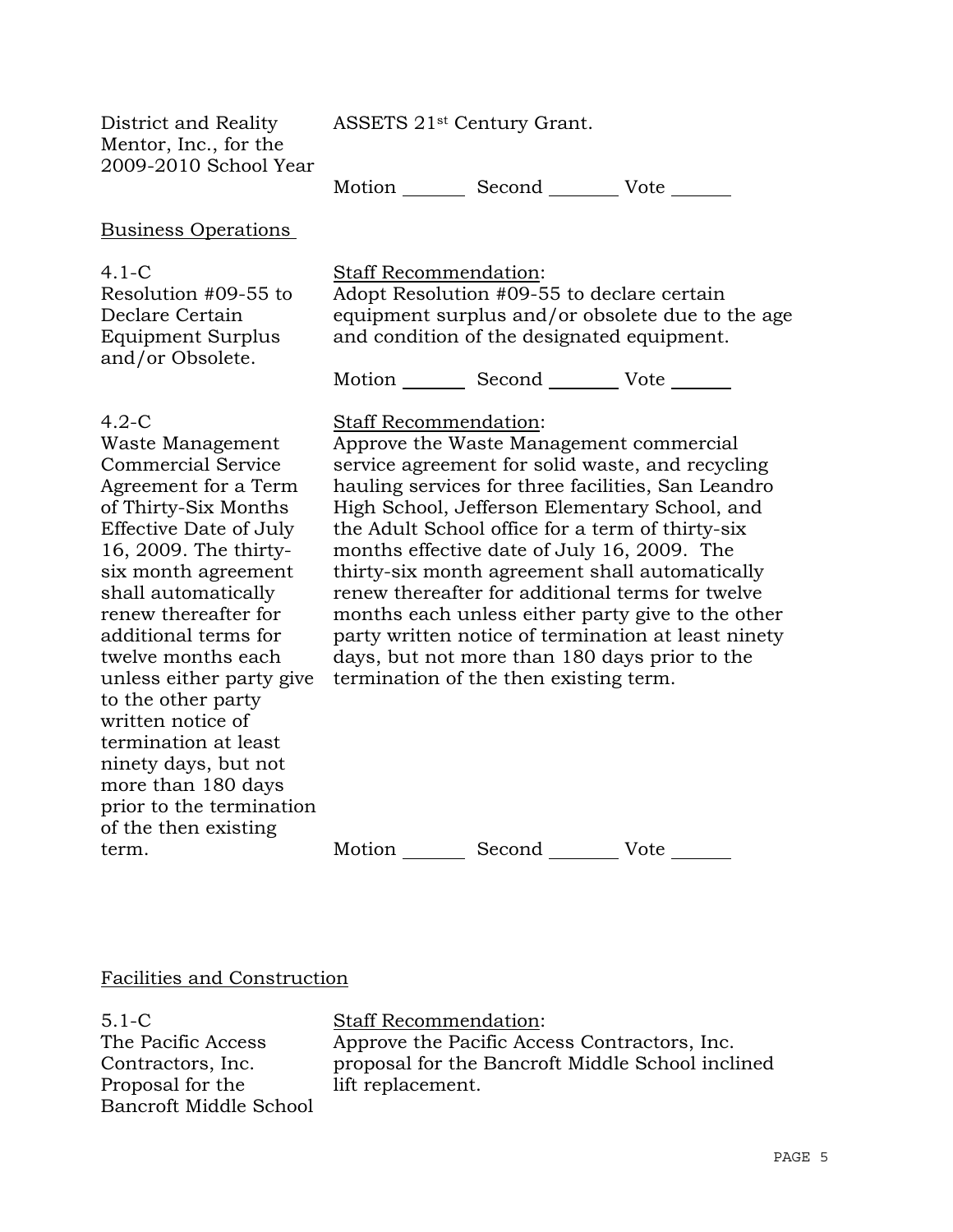District and Reality Mentor, Inc., for the 2009-2010 School Year

ASSETS 21st Century Grant.

Motion _______ Second _______ Vote _______

## Business Operations

**4.1-C**
Resolution #09-55 to Declare Certain Equipment Surplus and/or Obsolete.

Staff Recommendation:
Adopt Resolution #09-55 to declare certain equipment surplus and/or obsolete due to the age and condition of the designated equipment.

Motion _______ Second _______ Vote _______

**4.2-C**
Waste Management Commercial Service Agreement for a Term of Thirty-Six Months Effective Date of July 16, 2009. The thirty-six month agreement shall automatically renew thereafter for additional terms for twelve months each unless either party give to the other party written notice of termination at least ninety days, but not more than 180 days prior to the termination of the then existing term.

Staff Recommendation:
Approve the Waste Management commercial service agreement for solid waste, and recycling hauling services for three facilities, San Leandro High School, Jefferson Elementary School, and the Adult School office for a term of thirty-six months effective date of July 16, 2009. The thirty-six month agreement shall automatically renew thereafter for additional terms for twelve months each unless either party give to the other party written notice of termination at least ninety days, but not more than 180 days prior to the termination of the then existing term.

Motion _______ Second _______ Vote _______

## Facilities and Construction

**5.1-C**
The Pacific Access Contractors, Inc. Proposal for the Bancroft Middle School

Staff Recommendation:
Approve the Pacific Access Contractors, Inc. proposal for the Bancroft Middle School inclined lift replacement.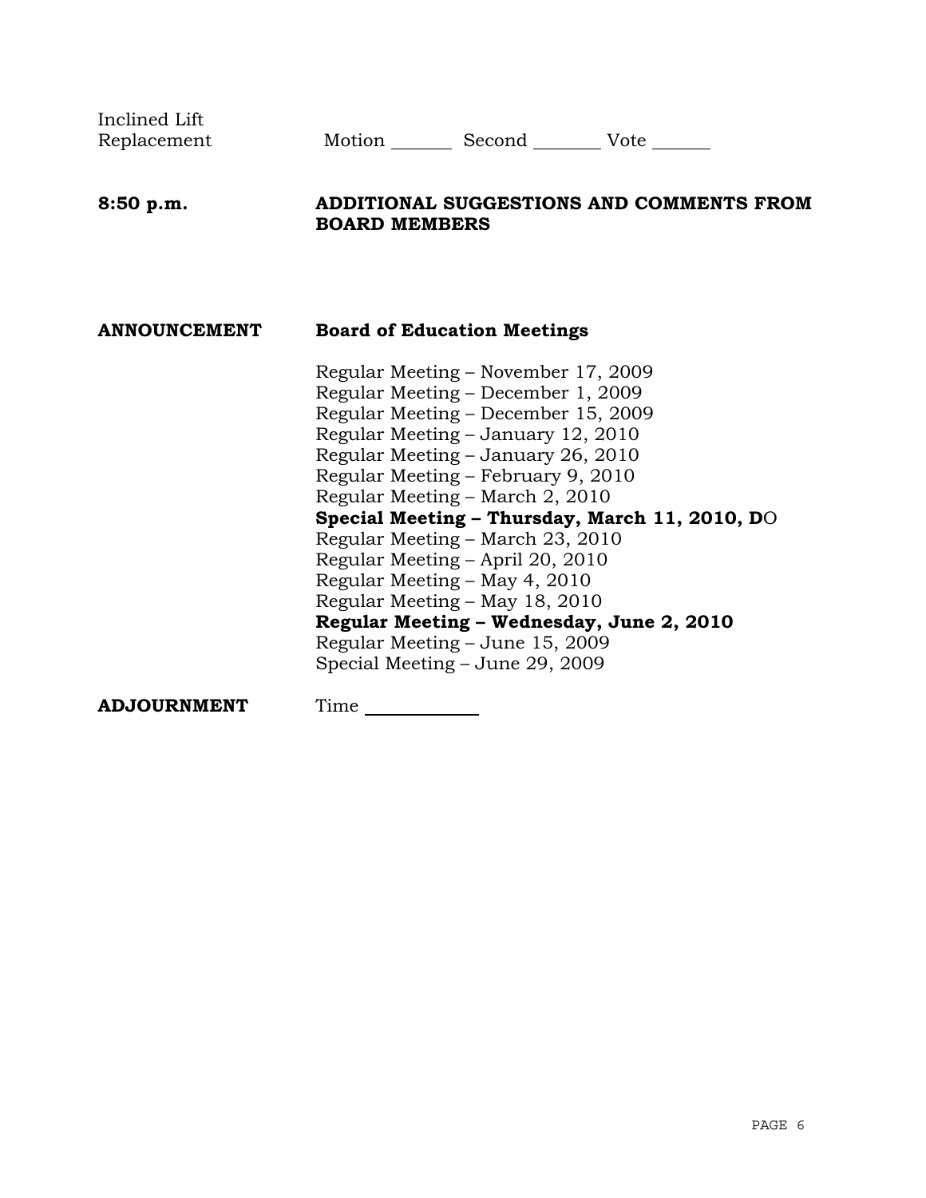Inclined Lift Replacement Motion _______ Second ________ Vote _______

**8:50 p.m.** **ADDITIONAL SUGGESTIONS AND COMMENTS FROM BOARD MEMBERS**

**ANNOUNCEMENT** **Board of Education Meetings**

Regular Meeting – November 17, 2009
Regular Meeting – December 1, 2009
Regular Meeting – December 15, 2009
Regular Meeting – January 12, 2010
Regular Meeting – January 26, 2010
Regular Meeting – February 9, 2010
Regular Meeting – March 2, 2010
**Special Meeting – Thursday, March 11, 2010, D**O
Regular Meeting – March 23, 2010
Regular Meeting – April 20, 2010
Regular Meeting – May 4, 2010
Regular Meeting – May 18, 2010
**Regular Meeting – Wednesday, June 2, 2010**
Regular Meeting – June 15, 2009
Special Meeting – June 29, 2009

**ADJOURNMENT** Time ____________